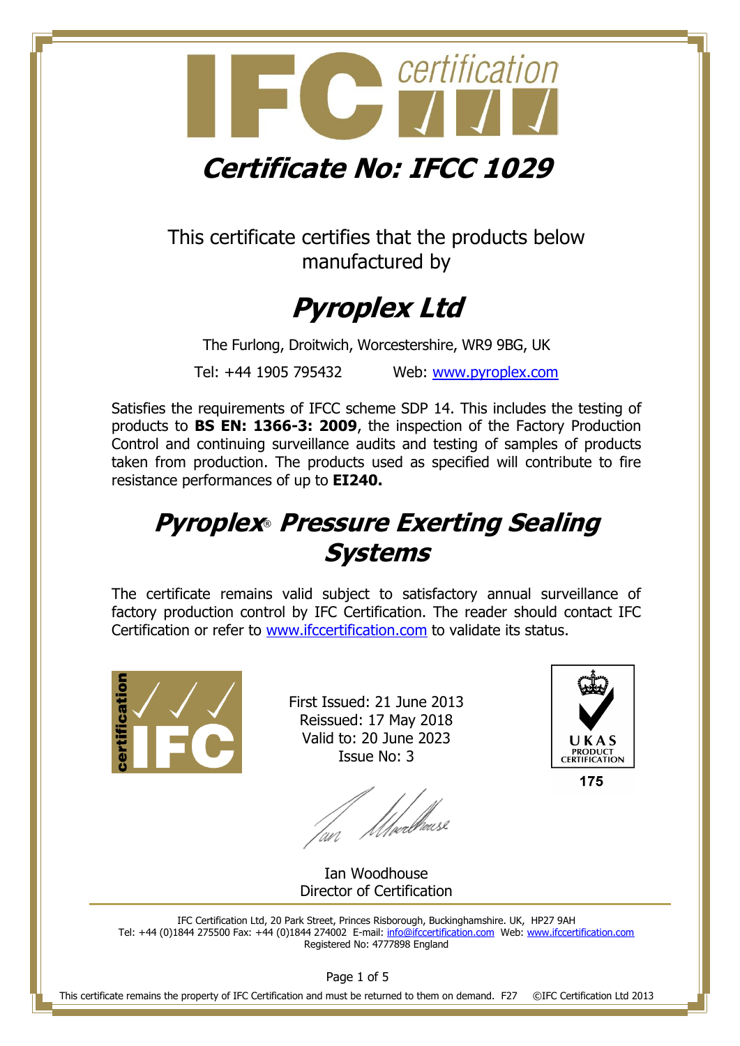# Certificate No: IFCC 1029

This certificate certifies that the products below manufactured by

## Pyroplex Ltd

The Furlong, Droitwich, Worcestershire, WR9 9BG, UK

Tel: +44 1905 795432 Web: www.pyroplex.com

Satisfies the requirements of IFCC scheme SDP 14. This includes the testing of products to **BS EN: 1366-3: 2009**, the inspection of the Factory Production Control and continuing surveillance audits and testing of samples of products taken from production. The products used as specified will contribute to fire resistance performances of up to **EI240.**

## Pyroplex® Pressure Exerting Sealing Systems

The certificate remains valid subject to satisfactory annual surveillance of factory production control by IFC Certification. The reader should contact IFC Certification or refer to www.ifccertification.com to validate its status.

First Issued: 21 June 2013
Reissued: 17 May 2018
Valid to: 20 June 2023
Issue No: 3

UKAS PRODUCT CERTIFICATION 175

Ian Woodhouse
Director of Certification

IFC Certification Ltd, 20 Park Street, Princes Risborough, Buckinghamshire. UK, HP27 9AH
Tel: +44 (0)1844 275500 Fax: +44 (0)1844 274002 E-mail: info@ifccertification.com Web: www.ifccertification.com
Registered No: 4777898 England

This certificate remains the property of IFC Certification and must be returned to them on demand. F27 ©IFC Certification Ltd 2013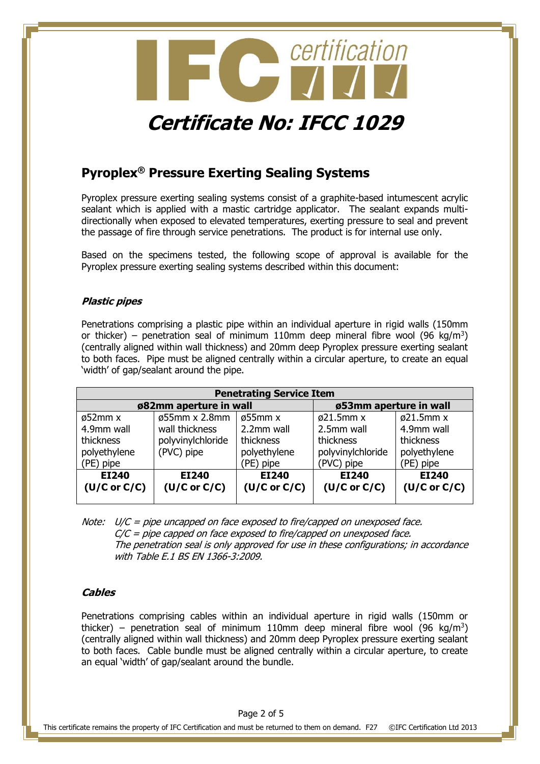# Certificate No: IFCC 1029

## Pyroplex® Pressure Exerting Sealing Systems

Pyroplex pressure exerting sealing systems consist of a graphite-based intumescent acrylic sealant which is applied with a mastic cartridge applicator. The sealant expands multi-directionally when exposed to elevated temperatures, exerting pressure to seal and prevent the passage of fire through service penetrations. The product is for internal use only.

Based on the specimens tested, the following scope of approval is available for the Pyroplex pressure exerting sealing systems described within this document:

### *Plastic pipes*

Penetrations comprising a plastic pipe within an individual aperture in rigid walls (150mm or thicker) – penetration seal of minimum 110mm deep mineral fibre wool (96 kg/m$^3$) (centrally aligned within wall thickness) and 20mm deep Pyroplex pressure exerting sealant to both faces. Pipe must be aligned centrally within a circular aperture, to create an equal 'width' of gap/sealant around the pipe.

| **Penetrating Service Item** | | | | |
|---|---|---|---|---|
| **ø82mm aperture in wall** | | | **ø53mm aperture in wall** | |
| ø52mm x 4.9mm wall thickness polyethylene (PE) pipe | ø55mm x 2.8mm wall thickness polyvinylchloride (PVC) pipe | ø55mm x 2.2mm wall thickness polyethylene (PE) pipe | ø21.5mm x 2.5mm wall thickness polyvinylchloride (PVC) pipe | ø21.5mm x 4.9mm wall thickness polyethylene (PE) pipe |
| **EI240 (U/C or C/C)** | **EI240 (U/C or C/C)** | **EI240 (U/C or C/C)** | **EI240 (U/C or C/C)** | **EI240 (U/C or C/C)** |

*Note: U/C = pipe uncapped on face exposed to fire/capped on unexposed face.*
*C/C = pipe capped on face exposed to fire/capped on unexposed face.*
*The penetration seal is only approved for use in these configurations; in accordance with Table E.1 BS EN 1366-3:2009.*

### *Cables*

Penetrations comprising cables within an individual aperture in rigid walls (150mm or thicker) – penetration seal of minimum 110mm deep mineral fibre wool (96 kg/m$^3$) (centrally aligned within wall thickness) and 20mm deep Pyroplex pressure exerting sealant to both faces. Cable bundle must be aligned centrally within a circular aperture, to create an equal 'width' of gap/sealant around the bundle.

This certificate remains the property of IFC Certification and must be returned to them on demand. F27 ©IFC Certification Ltd 2013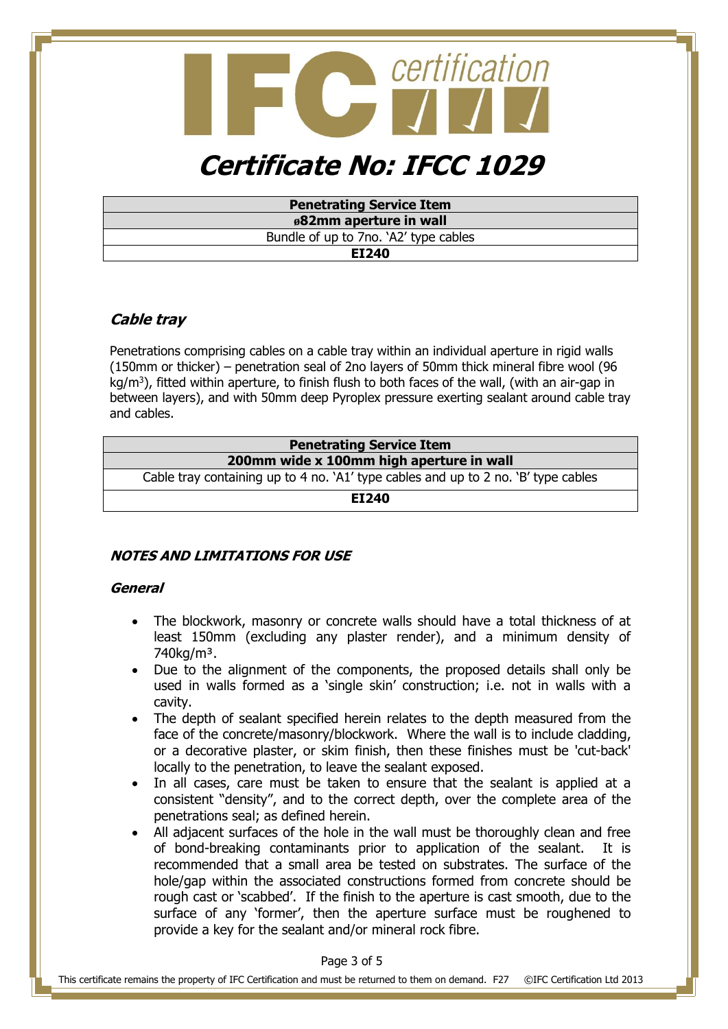# Certificate No: IFCC 1029

| Penetrating Service Item |
|---|
| **ø82mm aperture in wall** |
| Bundle of up to 7no. 'A2' type cables |
| **EI240** |

## Cable tray

Penetrations comprising cables on a cable tray within an individual aperture in rigid walls (150mm or thicker) – penetration seal of 2no layers of 50mm thick mineral fibre wool (96 kg/m$^3$), fitted within aperture, to finish flush to both faces of the wall, (with an air-gap in between layers), and with 50mm deep Pyroplex pressure exerting sealant around cable tray and cables.

| Penetrating Service Item |
|---|
| **200mm wide x 100mm high aperture in wall** |
| Cable tray containing up to 4 no. 'A1' type cables and up to 2 no. 'B' type cables |
| **EI240** |

## NOTES AND LIMITATIONS FOR USE

### General

- The blockwork, masonry or concrete walls should have a total thickness of at least 150mm (excluding any plaster render), and a minimum density of 740kg/m³.
- Due to the alignment of the components, the proposed details shall only be used in walls formed as a 'single skin' construction; i.e. not in walls with a cavity.
- The depth of sealant specified herein relates to the depth measured from the face of the concrete/masonry/blockwork. Where the wall is to include cladding, or a decorative plaster, or skim finish, then these finishes must be 'cut-back' locally to the penetration, to leave the sealant exposed.
- In all cases, care must be taken to ensure that the sealant is applied at a consistent "density", and to the correct depth, over the complete area of the penetrations seal; as defined herein.
- All adjacent surfaces of the hole in the wall must be thoroughly clean and free of bond-breaking contaminants prior to application of the sealant. It is recommended that a small area be tested on substrates. The surface of the hole/gap within the associated constructions formed from concrete should be rough cast or 'scabbed'. If the finish to the aperture is cast smooth, due to the surface of any 'former', then the aperture surface must be roughened to provide a key for the sealant and/or mineral rock fibre.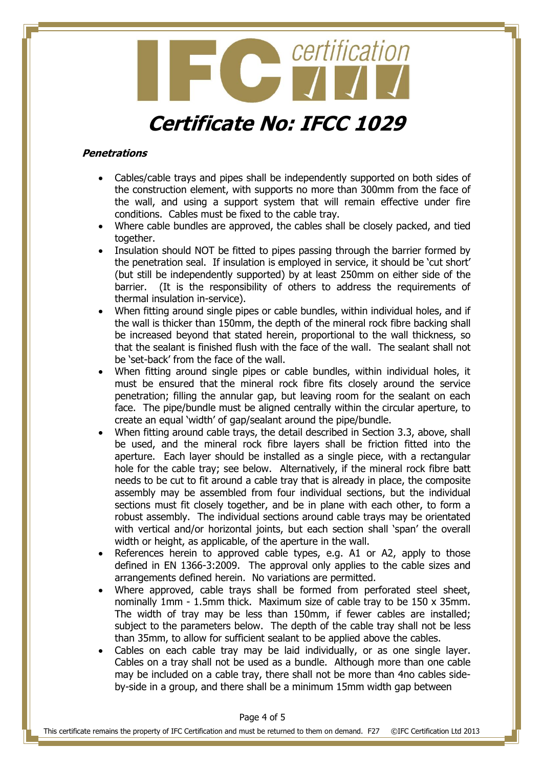# Certificate No: IFCC 1029

**Penetrations**

- Cables/cable trays and pipes shall be independently supported on both sides of the construction element, with supports no more than 300mm from the face of the wall, and using a support system that will remain effective under fire conditions. Cables must be fixed to the cable tray.
- Where cable bundles are approved, the cables shall be closely packed, and tied together.
- Insulation should NOT be fitted to pipes passing through the barrier formed by the penetration seal. If insulation is employed in service, it should be 'cut short' (but still be independently supported) by at least 250mm on either side of the barrier. (It is the responsibility of others to address the requirements of thermal insulation in-service).
- When fitting around single pipes or cable bundles, within individual holes, and if the wall is thicker than 150mm, the depth of the mineral rock fibre backing shall be increased beyond that stated herein, proportional to the wall thickness, so that the sealant is finished flush with the face of the wall. The sealant shall not be 'set-back' from the face of the wall.
- When fitting around single pipes or cable bundles, within individual holes, it must be ensured that the mineral rock fibre fits closely around the service penetration; filling the annular gap, but leaving room for the sealant on each face. The pipe/bundle must be aligned centrally within the circular aperture, to create an equal 'width' of gap/sealant around the pipe/bundle.
- When fitting around cable trays, the detail described in Section 3.3, above, shall be used, and the mineral rock fibre layers shall be friction fitted into the aperture. Each layer should be installed as a single piece, with a rectangular hole for the cable tray; see below. Alternatively, if the mineral rock fibre batt needs to be cut to fit around a cable tray that is already in place, the composite assembly may be assembled from four individual sections, but the individual sections must fit closely together, and be in plane with each other, to form a robust assembly. The individual sections around cable trays may be orientated with vertical and/or horizontal joints, but each section shall 'span' the overall width or height, as applicable, of the aperture in the wall.
- References herein to approved cable types, e.g. A1 or A2, apply to those defined in EN 1366-3:2009. The approval only applies to the cable sizes and arrangements defined herein. No variations are permitted.
- Where approved, cable trays shall be formed from perforated steel sheet, nominally 1mm - 1.5mm thick. Maximum size of cable tray to be 150 x 35mm. The width of tray may be less than 150mm, if fewer cables are installed; subject to the parameters below. The depth of the cable tray shall not be less than 35mm, to allow for sufficient sealant to be applied above the cables.
- Cables on each cable tray may be laid individually, or as one single layer. Cables on a tray shall not be used as a bundle. Although more than one cable may be included on a cable tray, there shall not be more than 4no cables side-by-side in a group, and there shall be a minimum 15mm width gap between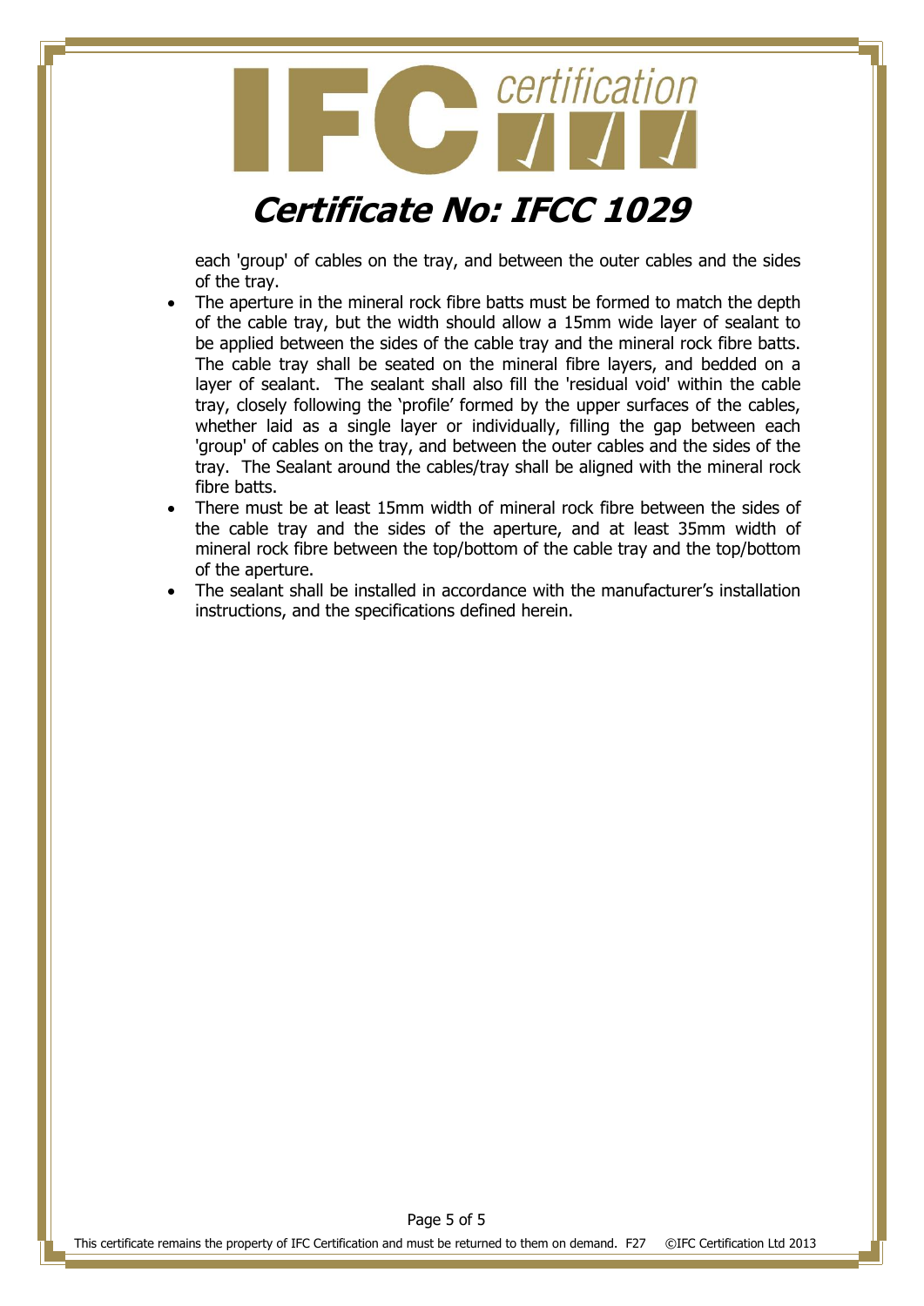each 'group' of cables on the tray, and between the outer cables and the sides of the tray.

- The aperture in the mineral rock fibre batts must be formed to match the depth of the cable tray, but the width should allow a 15mm wide layer of sealant to be applied between the sides of the cable tray and the mineral rock fibre batts. The cable tray shall be seated on the mineral fibre layers, and bedded on a layer of sealant. The sealant shall also fill the 'residual void' within the cable tray, closely following the 'profile' formed by the upper surfaces of the cables, whether laid as a single layer or individually, filling the gap between each 'group' of cables on the tray, and between the outer cables and the sides of the tray. The Sealant around the cables/tray shall be aligned with the mineral rock fibre batts.
- There must be at least 15mm width of mineral rock fibre between the sides of the cable tray and the sides of the aperture, and at least 35mm width of mineral rock fibre between the top/bottom of the cable tray and the top/bottom of the aperture.
- The sealant shall be installed in accordance with the manufacturer's installation instructions, and the specifications defined herein.